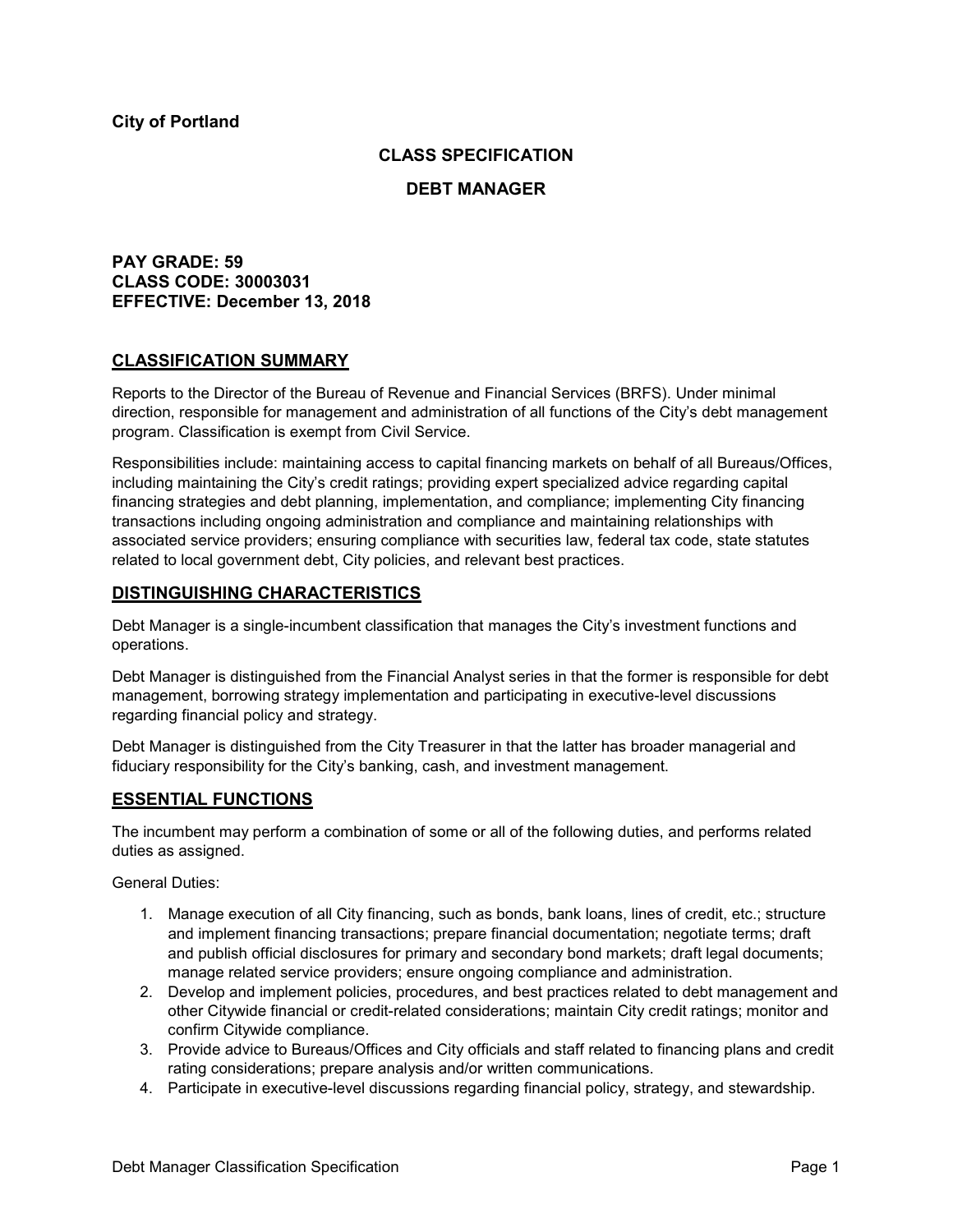**City of Portland**

## CLASS SPECIFICATION

## DEBT MANAGER

**PAY GRADE: 59**
**CLASS CODE: 30003031**
**EFFECTIVE: December 13, 2018**

## CLASSIFICATION SUMMARY

Reports to the Director of the Bureau of Revenue and Financial Services (BRFS). Under minimal direction, responsible for management and administration of all functions of the City's debt management program. Classification is exempt from Civil Service.

Responsibilities include: maintaining access to capital financing markets on behalf of all Bureaus/Offices, including maintaining the City's credit ratings; providing expert specialized advice regarding capital financing strategies and debt planning, implementation, and compliance; implementing City financing transactions including ongoing administration and compliance and maintaining relationships with associated service providers; ensuring compliance with securities law, federal tax code, state statutes related to local government debt, City policies, and relevant best practices.

## DISTINGUISHING CHARACTERISTICS

Debt Manager is a single-incumbent classification that manages the City's investment functions and operations.

Debt Manager is distinguished from the Financial Analyst series in that the former is responsible for debt management, borrowing strategy implementation and participating in executive-level discussions regarding financial policy and strategy.

Debt Manager is distinguished from the City Treasurer in that the latter has broader managerial and fiduciary responsibility for the City's banking, cash, and investment management.

## ESSENTIAL FUNCTIONS

The incumbent may perform a combination of some or all of the following duties, and performs related duties as assigned.

General Duties:

1. Manage execution of all City financing, such as bonds, bank loans, lines of credit, etc.; structure and implement financing transactions; prepare financial documentation; negotiate terms; draft and publish official disclosures for primary and secondary bond markets; draft legal documents; manage related service providers; ensure ongoing compliance and administration.
2. Develop and implement policies, procedures, and best practices related to debt management and other Citywide financial or credit-related considerations; maintain City credit ratings; monitor and confirm Citywide compliance.
3. Provide advice to Bureaus/Offices and City officials and staff related to financing plans and credit rating considerations; prepare analysis and/or written communications.
4. Participate in executive-level discussions regarding financial policy, strategy, and stewardship.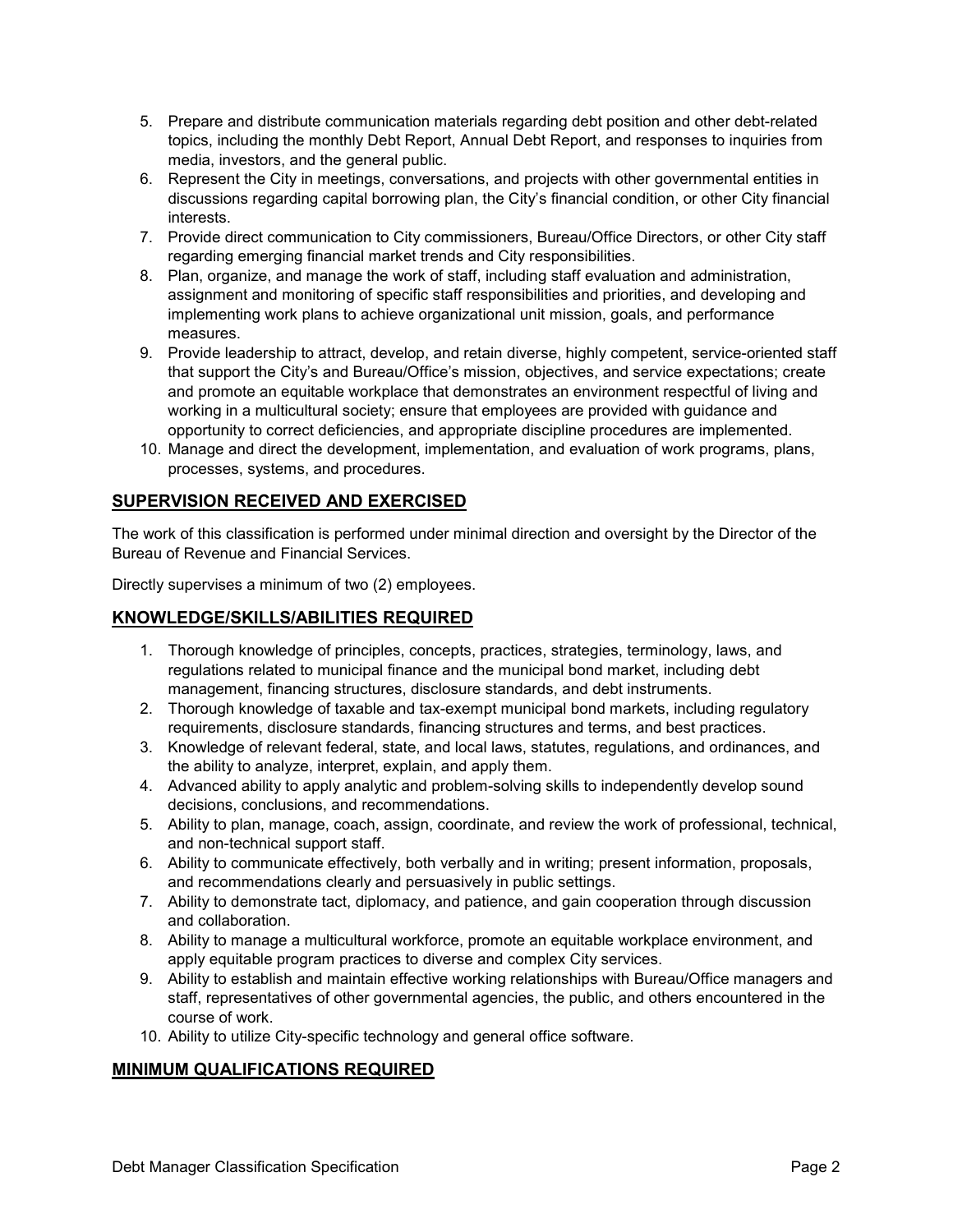5. Prepare and distribute communication materials regarding debt position and other debt-related topics, including the monthly Debt Report, Annual Debt Report, and responses to inquiries from media, investors, and the general public.
6. Represent the City in meetings, conversations, and projects with other governmental entities in discussions regarding capital borrowing plan, the City's financial condition, or other City financial interests.
7. Provide direct communication to City commissioners, Bureau/Office Directors, or other City staff regarding emerging financial market trends and City responsibilities.
8. Plan, organize, and manage the work of staff, including staff evaluation and administration, assignment and monitoring of specific staff responsibilities and priorities, and developing and implementing work plans to achieve organizational unit mission, goals, and performance measures.
9. Provide leadership to attract, develop, and retain diverse, highly competent, service-oriented staff that support the City's and Bureau/Office's mission, objectives, and service expectations; create and promote an equitable workplace that demonstrates an environment respectful of living and working in a multicultural society; ensure that employees are provided with guidance and opportunity to correct deficiencies, and appropriate discipline procedures are implemented.
10. Manage and direct the development, implementation, and evaluation of work programs, plans, processes, systems, and procedures.

## SUPERVISION RECEIVED AND EXERCISED

The work of this classification is performed under minimal direction and oversight by the Director of the Bureau of Revenue and Financial Services.

Directly supervises a minimum of two (2) employees.

## KNOWLEDGE/SKILLS/ABILITIES REQUIRED

1. Thorough knowledge of principles, concepts, practices, strategies, terminology, laws, and regulations related to municipal finance and the municipal bond market, including debt management, financing structures, disclosure standards, and debt instruments.
2. Thorough knowledge of taxable and tax-exempt municipal bond markets, including regulatory requirements, disclosure standards, financing structures and terms, and best practices.
3. Knowledge of relevant federal, state, and local laws, statutes, regulations, and ordinances, and the ability to analyze, interpret, explain, and apply them.
4. Advanced ability to apply analytic and problem-solving skills to independently develop sound decisions, conclusions, and recommendations.
5. Ability to plan, manage, coach, assign, coordinate, and review the work of professional, technical, and non-technical support staff.
6. Ability to communicate effectively, both verbally and in writing; present information, proposals, and recommendations clearly and persuasively in public settings.
7. Ability to demonstrate tact, diplomacy, and patience, and gain cooperation through discussion and collaboration.
8. Ability to manage a multicultural workforce, promote an equitable workplace environment, and apply equitable program practices to diverse and complex City services.
9. Ability to establish and maintain effective working relationships with Bureau/Office managers and staff, representatives of other governmental agencies, the public, and others encountered in the course of work.
10. Ability to utilize City-specific technology and general office software.

## MINIMUM QUALIFICATIONS REQUIRED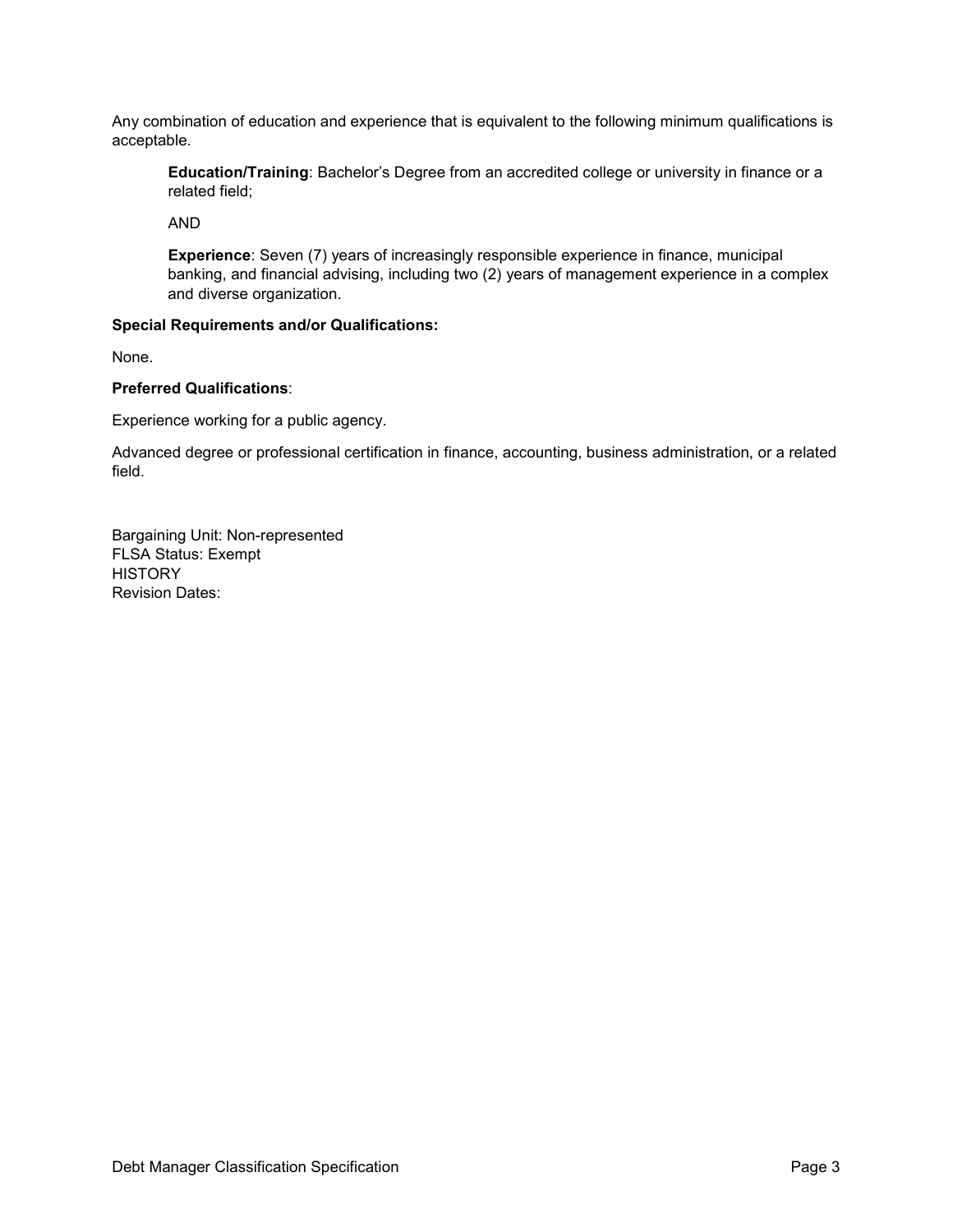Any combination of education and experience that is equivalent to the following minimum qualifications is acceptable.

> **Education/Training**: Bachelor's Degree from an accredited college or university in finance or a related field;
>
> AND
>
> **Experience**: Seven (7) years of increasingly responsible experience in finance, municipal banking, and financial advising, including two (2) years of management experience in a complex and diverse organization.

**Special Requirements and/or Qualifications:**

None.

**Preferred Qualifications**:

Experience working for a public agency.

Advanced degree or professional certification in finance, accounting, business administration, or a related field.

Bargaining Unit: Non-represented
FLSA Status: Exempt
HISTORY
Revision Dates: